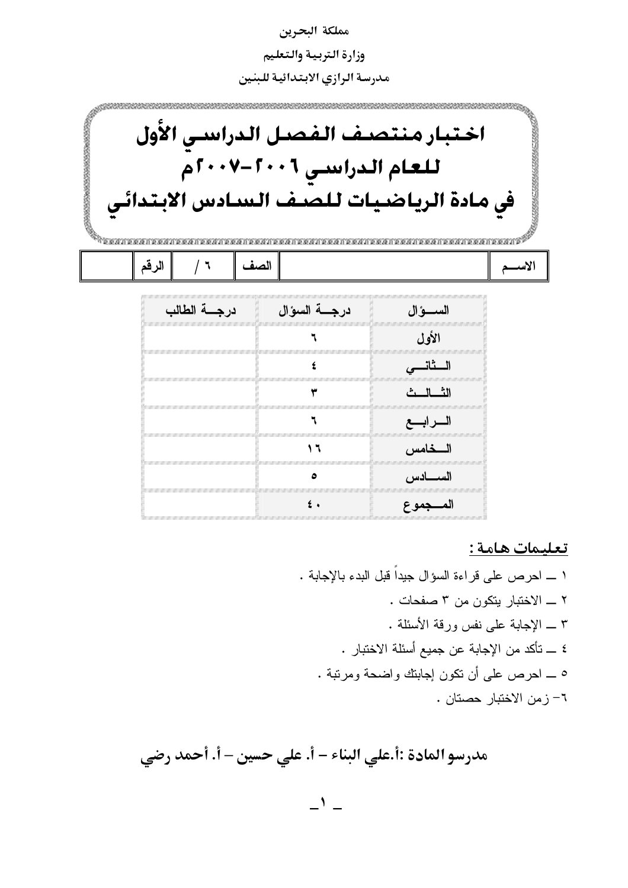مملكة البحرين

وزارة التربية والتعليم

مدرسة الرازي الابتدائية للبنين

# اختبار منتصف الفصل الدراسي الأول
# للعام الدراسي ٢٠٠٦-٢٠٠٧م
# في مادة الرياضيات للصف السادس الابتدائي

| الاسم | | الصف | ٦ / | الرقم | |
|---|---|---|---|---|---|

| السؤال | درجة السؤال | درجة الطالب |
|---|---|---|
| الأول | ٦ | |
| الثاني | ٤ | |
| الثالث | ٣ | |
| الرابع | ٦ | |
| الخامس | ١٦ | |
| السادس | ٥ | |
| المجموع | ٤٠ | |

**تعليمات هامة :**

١ ـ احرص على قراءة السؤال جيداً قبل البدء بالإجابة .

٢ ـ الاختبار يتكون من ٣ صفحات .

٣ ـ الإجابة على نفس ورقة الأسئلة .

٤ ـ تأكد من الإجابة عن جميع أسئلة الاختبار .

٥ ـ احرص على أن تكون إجابتك واضحة ومرتبة .

٦- زمن الاختبار حصتان .

**مدرسو المادة :أ.علي البناء – أ. علي حسين – أ. أحمد رضي**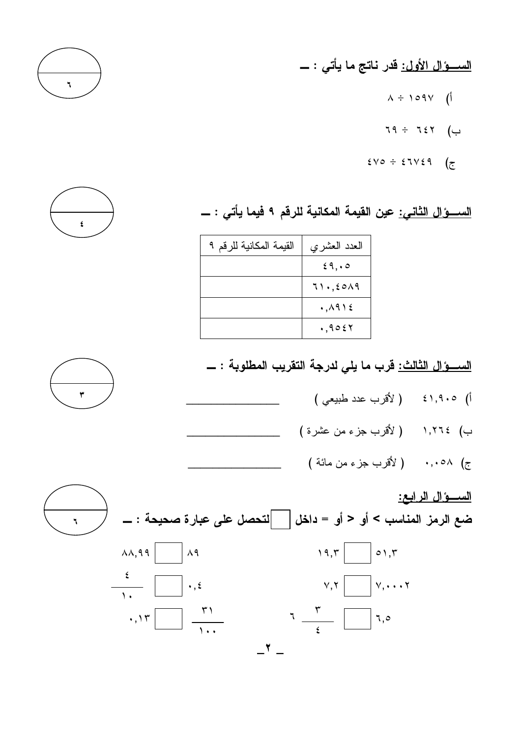**السـؤال الأول: قدر ناتج ما يأتي : ـ**

٦

أ) ١٥٩٧ ÷ ٨

ب) ٦٤٢ ÷ ٦٩

ج) ٤٦٧٤٩ ÷ ٤٧٥

**السـؤال الثاني: عين القيمة المكانية للرقم ٩ فيما يأتي : ـ**

٤

| العدد العشري | القيمة المكانية للرقم ٩ |
| --- | --- |
| ٤٩,٠٥ | |
| ٦١٠,٤٥٨٩ | |
| ٠,٨٩١٤ | |
| ٠,٩٥٤٢ | |

**السـؤال الثالث: قرب ما يلي لدرجة التقريب المطلوبة : ـ**

٣

أ) ٤١,٩٠٥ ( لأقرب عدد طبيعي ) ________________

ب) ١,٢٦٤ ( لأقرب جزء من عشرة ) ________________

ج) ٠,٠٥٨ ( لأقرب جزء من مائة ) ________________

**السـؤال الرابع:**

**ضع الرمز المناسب > أو < أو = داخل ☐ لتحصل على عبارة صحيحة : ـ**

٦

٥١,٣ ☐ ١٩,٣ &nbsp;&nbsp;&nbsp;&nbsp; ٨٩ ☐ ٨٨,٩٩

٧,٠٠٠٢ ☐ ٧,٢ &nbsp;&nbsp;&nbsp;&nbsp; ٠,٤ ☐ $\frac{٤}{١٠}$

٦,٥ ☐ ٦ $\frac{٣}{٤}$ &nbsp;&nbsp;&nbsp;&nbsp; $\frac{٣١}{١٠٠}$ ☐ ٠,١٣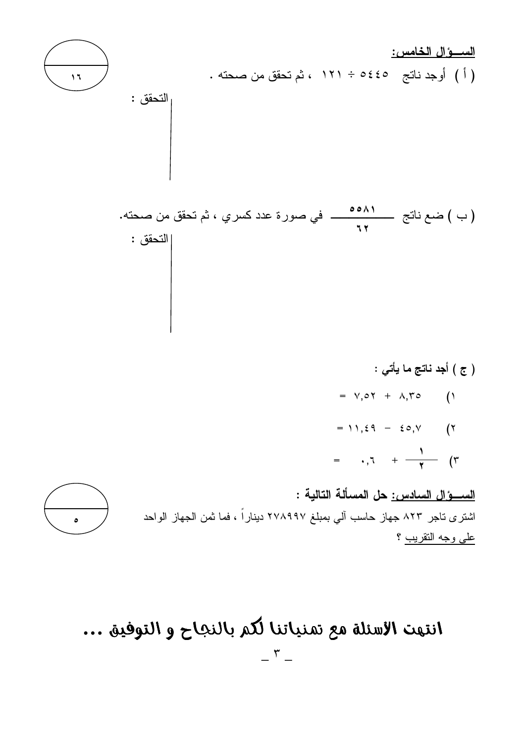16

**السـؤال الخامس:**

( أ ) أوجد ناتج ٥٤٤٥ ÷ ١٢١ ، ثم تحقق من صحته .

التحقق :

( ب ) ضع ناتج $\frac{٥٥٨١}{٦٢}$ في صورة عدد كسري ، ثم تحقق من صحته.

التحقق :

**( ج ) أجد ناتج ما يأتي :**

١) ٨,٣٥ + ٧,٥٢ =

٢) ٤٥,٧ − ١١,٤٩ =

٣) $\frac{١}{٢}$ + ٠,٦ =

5

**السـؤال السادس: حل المسألة التالية :**

اشترى تاجر ٨٢٣ جهاز حاسب آلي بمبلغ ٢٧٨٩٩٧ ديناراً ، فما ثمن الجهاز الواحد على وجه التقريب ؟

**انتهت الأسئلة مع تمنياتنا لكم بالنجاح و التوفيق ...**